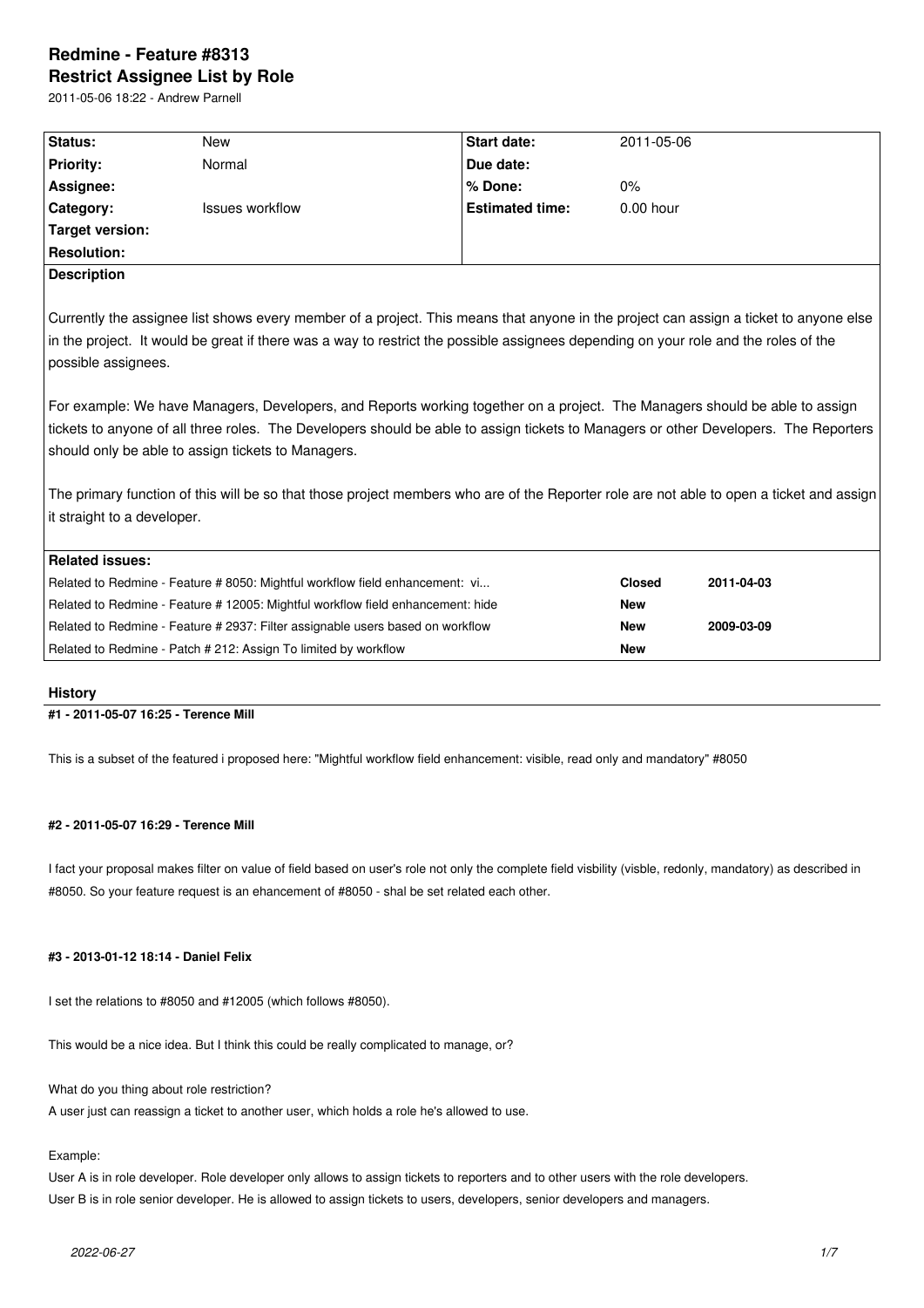# Redmine - Feature #8313
# Restrict Assignee List by Role

2011-05-06 18:22 - Andrew Parnell

| Status: | New | Start date: | 2011-05-06 |
|---|---|---|---|
| Priority: | Normal | Due date: | |
| Assignee: | | % Done: | 0% |
| Category: | Issues workflow | Estimated time: | 0.00 hour |
| Target version: | | | |
| Resolution: | | | |

**Description**

Currently the assignee list shows every member of a project. This means that anyone in the project can assign a ticket to anyone else in the project. It would be great if there was a way to restrict the possible assignees depending on your role and the roles of the possible assignees.

For example: We have Managers, Developers, and Reports working together on a project. The Managers should be able to assign tickets to anyone of all three roles. The Developers should be able to assign tickets to Managers or other Developers. The Reporters should only be able to assign tickets to Managers.

The primary function of this will be so that those project members who are of the Reporter role are not able to open a ticket and assign it straight to a developer.

**Related issues:**

| | | |
|---|---|---|
| Related to Redmine - Feature # 8050: Mightful workflow field enhancement: vi... | Closed | 2011-04-03 |
| Related to Redmine - Feature # 12005: Mightful workflow field enhancement: hide | New | |
| Related to Redmine - Feature # 2937: Filter assignable users based on workflow | New | 2009-03-09 |
| Related to Redmine - Patch # 212: Assign To limited by workflow | New | |

## History

#### #1 - 2011-05-07 16:25 - Terence Mill

This is a subset of the featured i proposed here: "Mightful workflow field enhancement: visible, read only and mandatory" #8050

#### #2 - 2011-05-07 16:29 - Terence Mill

I fact your proposal makes filter on value of field based on user's role not only the complete field visbility (visble, redonly, mandatory) as described in #8050. So your feature request is an ehancement of #8050 - shal be set related each other.

#### #3 - 2013-01-12 18:14 - Daniel Felix

I set the relations to #8050 and #12005 (which follows #8050).

This would be a nice idea. But I think this could be really complicated to manage, or?

What do you thing about role restriction?
A user just can reassign a ticket to another user, which holds a role he's allowed to use.

Example:
User A is in role developer. Role developer only allows to assign tickets to reporters and to other users with the role developers.
User B is in role senior developer. He is allowed to assign tickets to users, developers, senior developers and managers.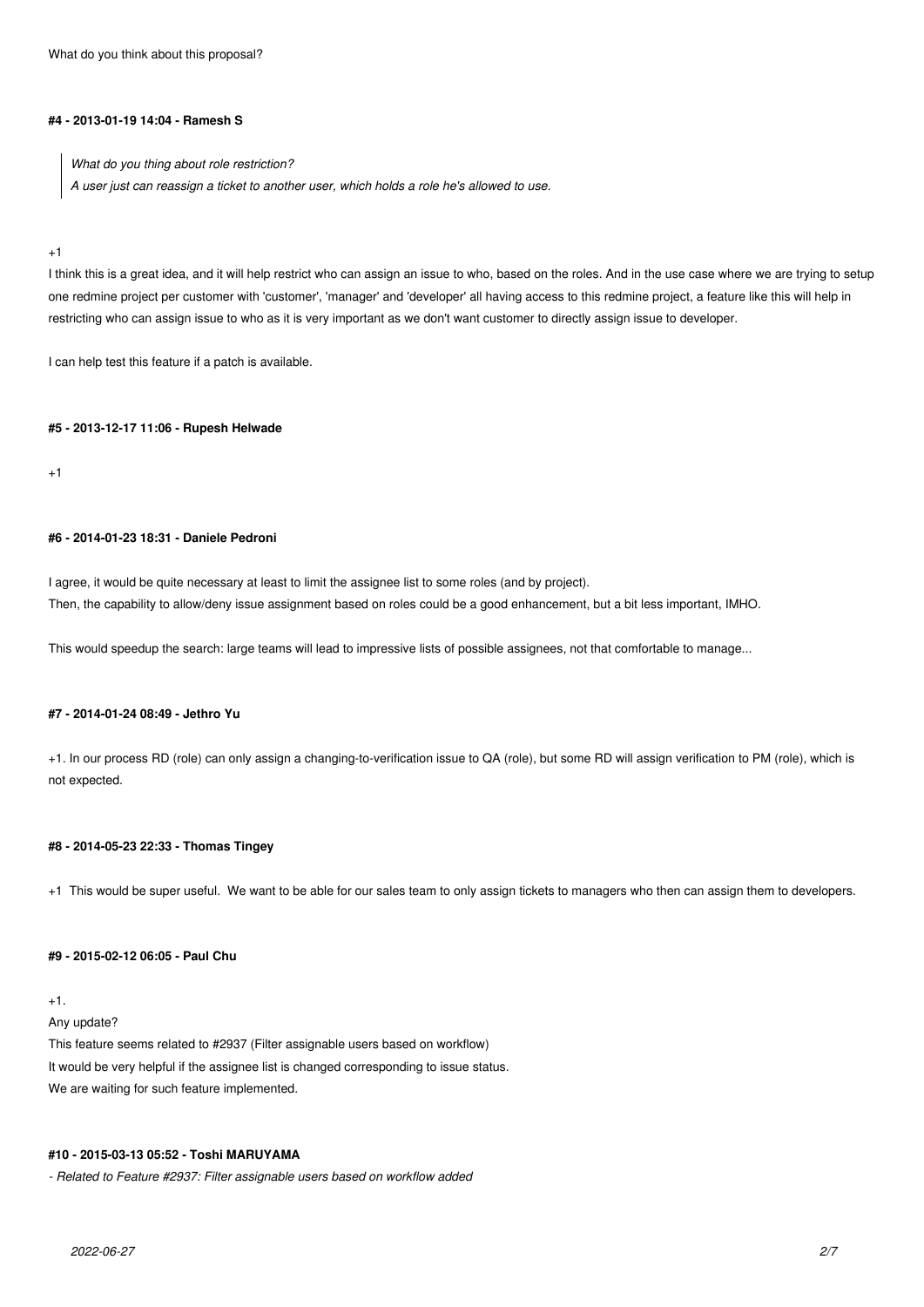What do you think about this proposal?

#### #4 - 2013-01-19 14:04 - Ramesh S

> *What do you thing about role restriction?*
> *A user just can reassign a ticket to another user, which holds a role he's allowed to use.*

+1
I think this is a great idea, and it will help restrict who can assign an issue to who, based on the roles. And in the use case where we are trying to setup one redmine project per customer with 'customer', 'manager' and 'developer' all having access to this redmine project, a feature like this will help in restricting who can assign issue to who as it is very important as we don't want customer to directly assign issue to developer.

I can help test this feature if a patch is available.

#### #5 - 2013-12-17 11:06 - Rupesh Helwade

+1

#### #6 - 2014-01-23 18:31 - Daniele Pedroni

I agree, it would be quite necessary at least to limit the assignee list to some roles (and by project).
Then, the capability to allow/deny issue assignment based on roles could be a good enhancement, but a bit less important, IMHO.

This would speedup the search: large teams will lead to impressive lists of possible assignees, not that comfortable to manage...

#### #7 - 2014-01-24 08:49 - Jethro Yu

+1. In our process RD (role) can only assign a changing-to-verification issue to QA (role), but some RD will assign verification to PM (role), which is not expected.

#### #8 - 2014-05-23 22:33 - Thomas Tingey

+1 This would be super useful. We want to be able for our sales team to only assign tickets to managers who then can assign them to developers.

#### #9 - 2015-02-12 06:05 - Paul Chu

+1.
Any update?
This feature seems related to #2937 (Filter assignable users based on workflow)
It would be very helpful if the assignee list is changed corresponding to issue status.
We are waiting for such feature implemented.

#### #10 - 2015-03-13 05:52 - Toshi MARUYAMA

*- Related to Feature #2937: Filter assignable users based on workflow added*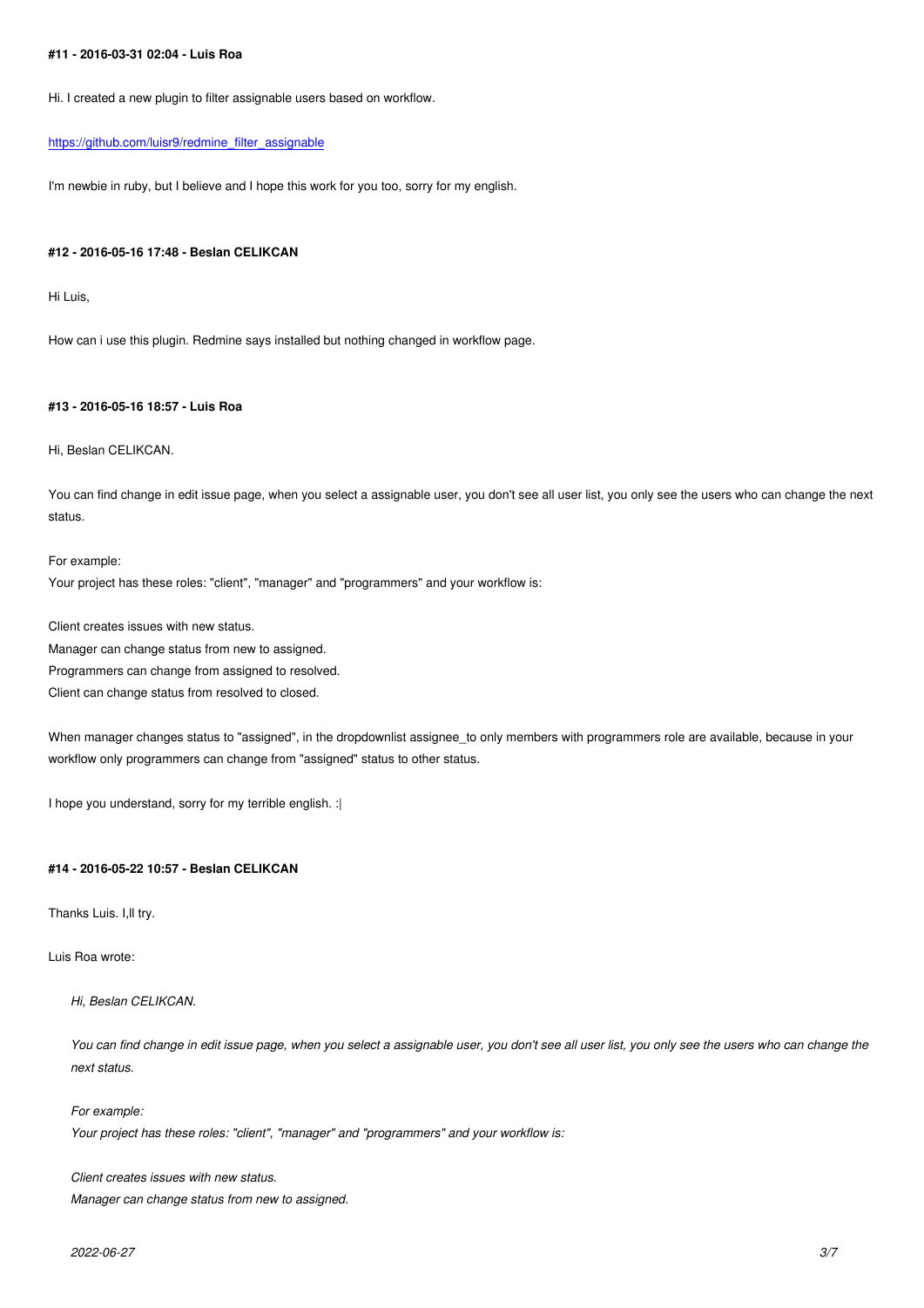#### #11 - 2016-03-31 02:04 - Luis Roa

Hi. I created a new plugin to filter assignable users based on workflow.

[https://github.com/luisr9/redmine_filter_assignable](https://github.com/luisr9/redmine_filter_assignable)

I'm newbie in ruby, but I believe and I hope this work for you too, sorry for my english.

#### #12 - 2016-05-16 17:48 - Beslan CELIKCAN

Hi Luis,

How can i use this plugin. Redmine says installed but nothing changed in workflow page.

#### #13 - 2016-05-16 18:57 - Luis Roa

Hi, Beslan CELIKCAN.

You can find change in edit issue page, when you select a assignable user, you don't see all user list, you only see the users who can change the next status.

For example:
Your project has these roles: "client", "manager" and "programmers" and your workflow is:

Client creates issues with new status.
Manager can change status from new to assigned.
Programmers can change from assigned to resolved.
Client can change status from resolved to closed.

When manager changes status to "assigned", in the dropdownlist assignee_to only members with programmers role are available, because in your workflow only programmers can change from "assigned" status to other status.

I hope you understand, sorry for my terrible english. :|

#### #14 - 2016-05-22 10:57 - Beslan CELIKCAN

Thanks Luis. I,ll try.

Luis Roa wrote:

> *Hi, Beslan CELIKCAN.*
>
> *You can find change in edit issue page, when you select a assignable user, you don't see all user list, you only see the users who can change the next status.*
>
> *For example:*
> *Your project has these roles: "client", "manager" and "programmers" and your workflow is:*
>
> *Client creates issues with new status.*
> *Manager can change status from new to assigned.*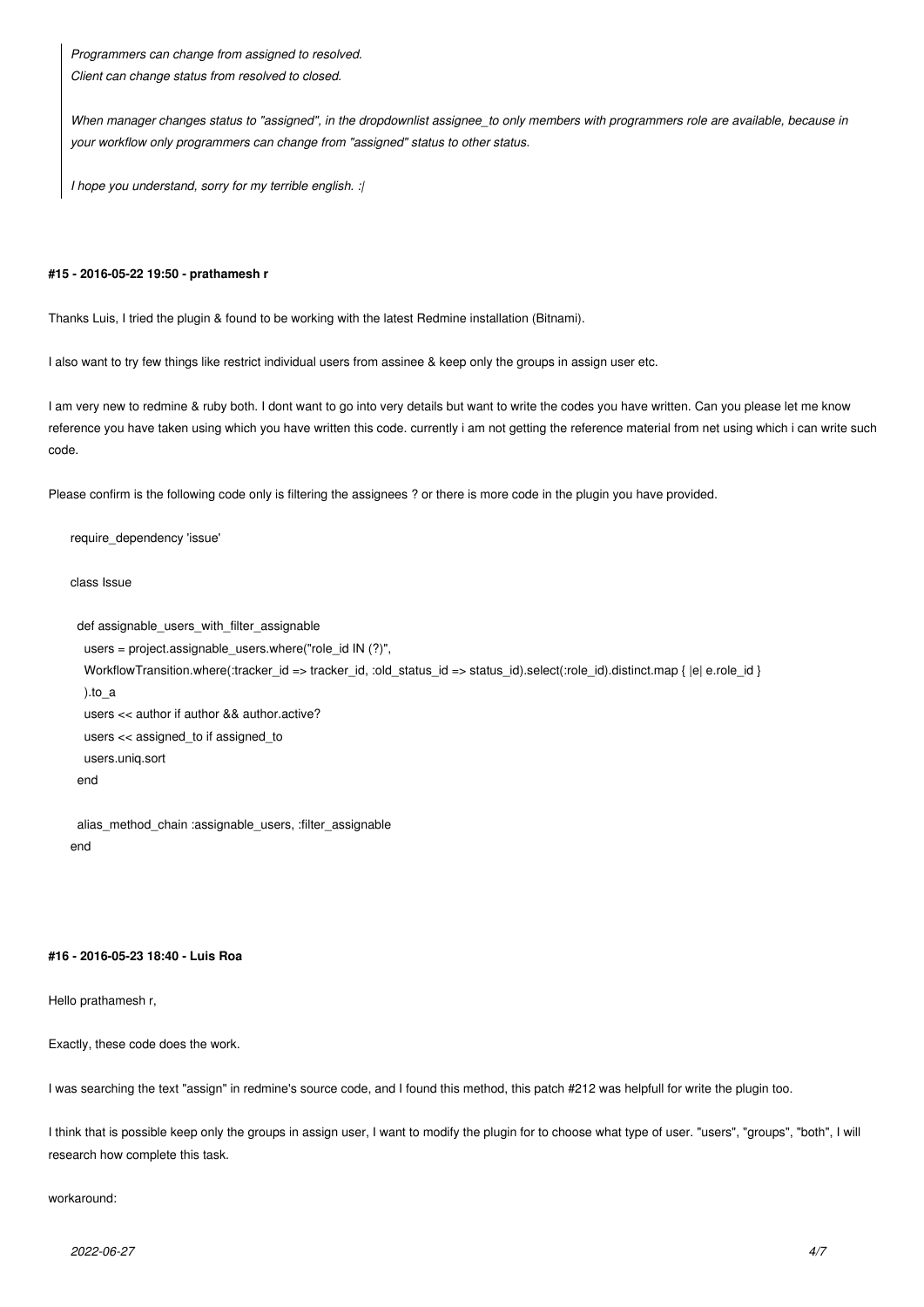> *Programmers can change from assigned to resolved.*
> *Client can change status from resolved to closed.*
>
> *When manager changes status to "assigned", in the dropdownlist assignee_to only members with programmers role are available, because in your workflow only programmers can change from "assigned" status to other status.*
>
> *I hope you understand, sorry for my terrible english. :|*

#### #15 - 2016-05-22 19:50 - prathamesh r

Thanks Luis, I tried the plugin & found to be working with the latest Redmine installation (Bitnami).

I also want to try few things like restrict individual users from assinee & keep only the groups in assign user etc.

I am very new to redmine & ruby both. I dont want to go into very details but want to write the codes you have written. Can you please let me know reference you have taken using which you have written this code. currently i am not getting the reference material from net using which i can write such code.

Please confirm is the following code only is filtering the assignees ? or there is more code in the plugin you have provided.

```
require_dependency 'issue'

class Issue

  def assignable_users_with_filter_assignable
    users = project.assignable_users.where("role_id IN (?)",
    WorkflowTransition.where(:tracker_id => tracker_id, :old_status_id => status_id).select(:role_id).distinct.map { |e| e.role_id }
    ).to_a
    users << author if author && author.active?
    users << assigned_to if assigned_to
    users.uniq.sort
  end

  alias_method_chain :assignable_users, :filter_assignable
end
```

#### #16 - 2016-05-23 18:40 - Luis Roa

Hello prathamesh r,

Exactly, these code does the work.

I was searching the text "assign" in redmine's source code, and I found this method, this patch #212 was helpfull for write the plugin too.

I think that is possible keep only the groups in assign user, I want to modify the plugin for to choose what type of user. "users", "groups", "both", I will research how complete this task.

workaround: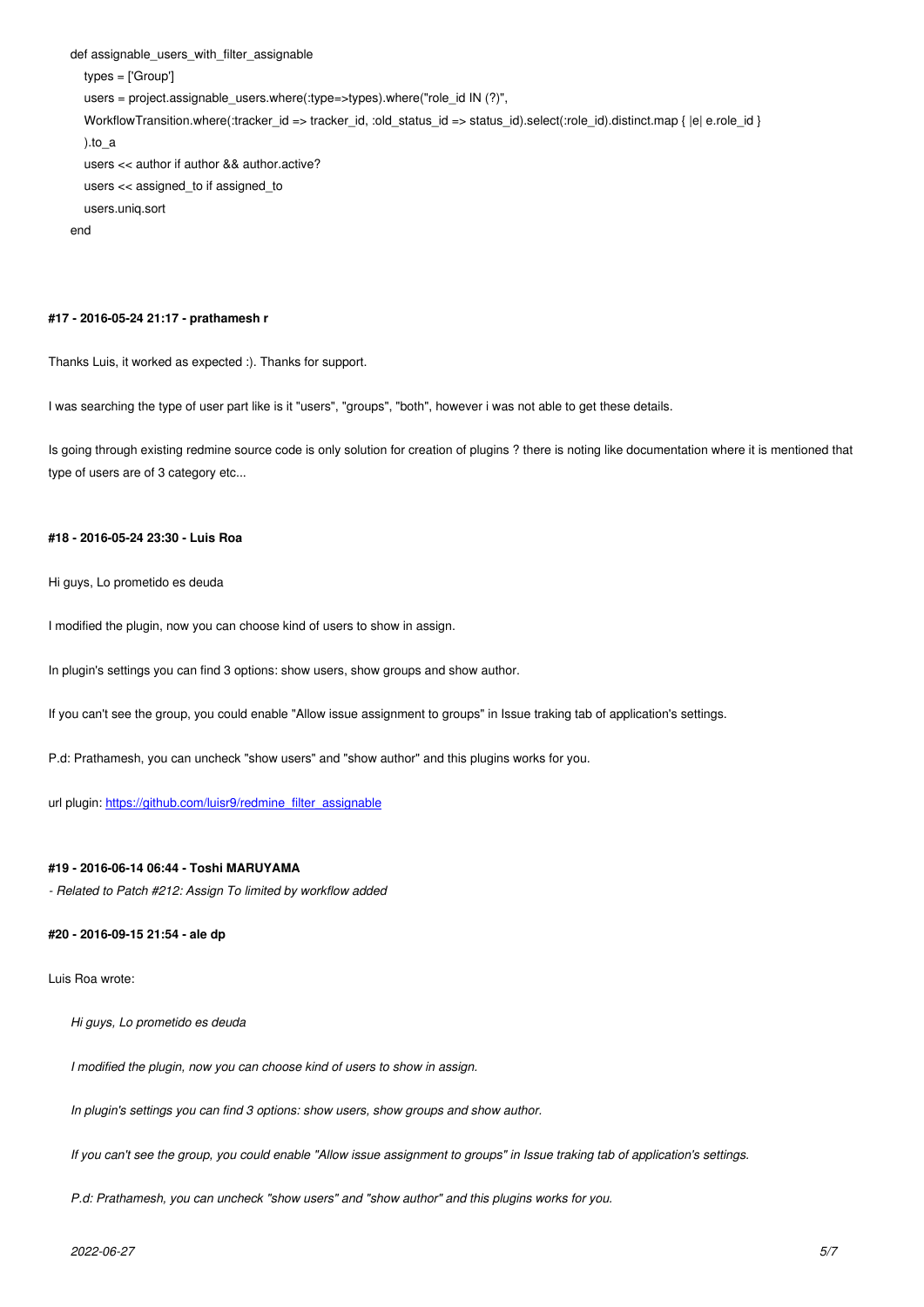```
def assignable_users_with_filter_assignable
  types = ['Group']
  users = project.assignable_users.where(:type=>types).where("role_id IN (?)",
  WorkflowTransition.where(:tracker_id => tracker_id, :old_status_id => status_id).select(:role_id).distinct.map { |e| e.role_id }
  ).to_a
  users << author if author && author.active?
  users << assigned_to if assigned_to
  users.uniq.sort
end
```

#### #17 - 2016-05-24 21:17 - prathamesh r

Thanks Luis, it worked as expected :). Thanks for support.

I was searching the type of user part like is it "users", "groups", "both", however i was not able to get these details.

Is going through existing redmine source code is only solution for creation of plugins ? there is noting like documentation where it is mentioned that type of users are of 3 category etc...

#### #18 - 2016-05-24 23:30 - Luis Roa

Hi guys, Lo prometido es deuda

I modified the plugin, now you can choose kind of users to show in assign.

In plugin's settings you can find 3 options: show users, show groups and show author.

If you can't see the group, you could enable "Allow issue assignment to groups" in Issue traking tab of application's settings.

P.d: Prathamesh, you can uncheck "show users" and "show author" and this plugins works for you.

url plugin: [https://github.com/luisr9/redmine_filter_assignable](https://github.com/luisr9/redmine_filter_assignable)

#### #19 - 2016-06-14 06:44 - Toshi MARUYAMA

*- Related to Patch #212: Assign To limited by workflow added*

#### #20 - 2016-09-15 21:54 - ale dp

Luis Roa wrote:

> *Hi guys, Lo prometido es deuda*
>
> *I modified the plugin, now you can choose kind of users to show in assign.*
>
> *In plugin's settings you can find 3 options: show users, show groups and show author.*
>
> *If you can't see the group, you could enable "Allow issue assignment to groups" in Issue traking tab of application's settings.*
>
> *P.d: Prathamesh, you can uncheck "show users" and "show author" and this plugins works for you.*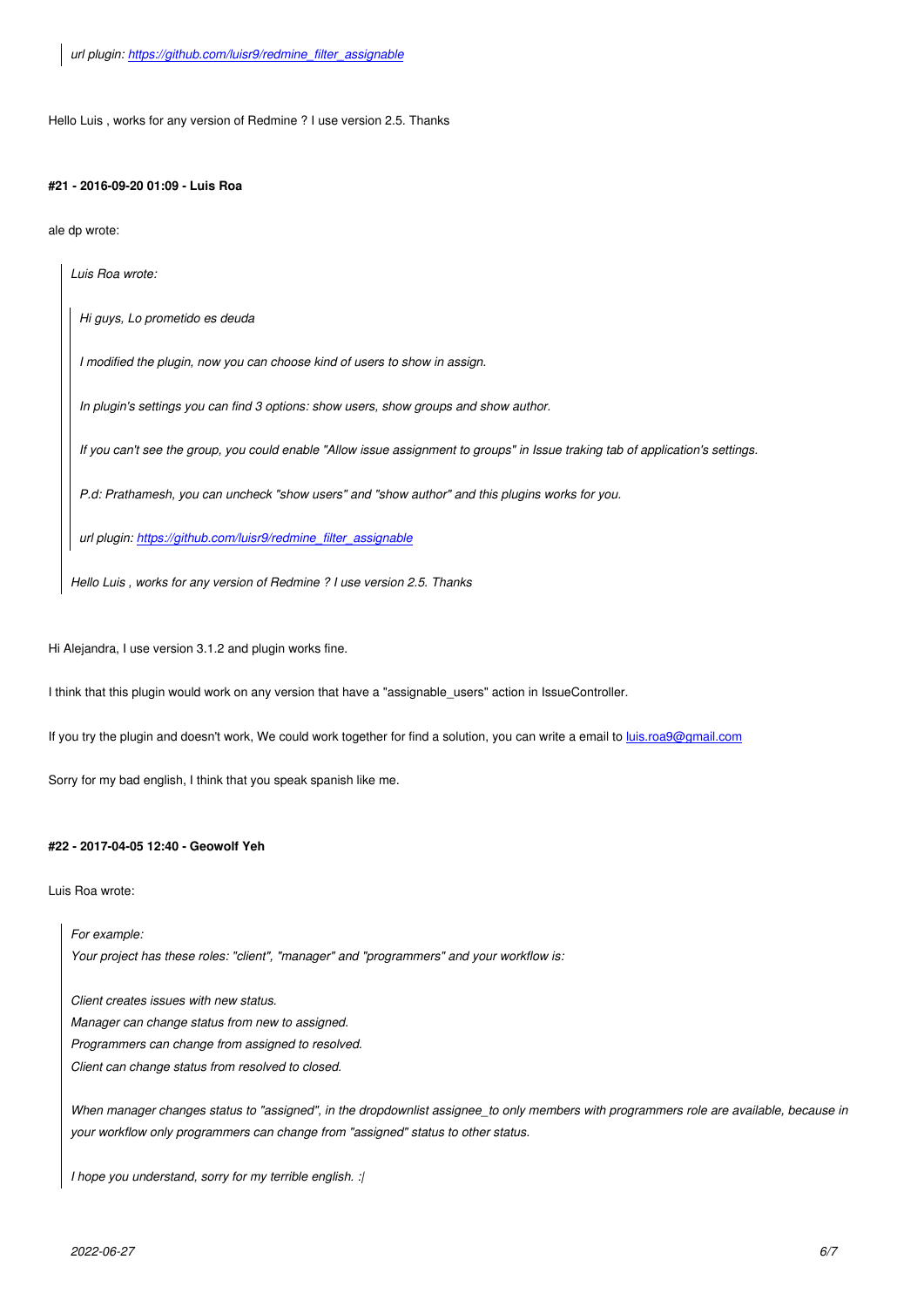> *url plugin: [https://github.com/luisr9/redmine_filter_assignable](https://github.com/luisr9/redmine_filter_assignable)*

Hello Luis , works for any version of Redmine ? I use version 2.5. Thanks

#### #21 - 2016-09-20 01:09 - Luis Roa

ale dp wrote:

> *Luis Roa wrote:*
>
> > *Hi guys, Lo prometido es deuda*
> >
> > *I modified the plugin, now you can choose kind of users to show in assign.*
> >
> > *In plugin's settings you can find 3 options: show users, show groups and show author.*
> >
> > *If you can't see the group, you could enable "Allow issue assignment to groups" in Issue traking tab of application's settings.*
> >
> > *P.d: Prathamesh, you can uncheck "show users" and "show author" and this plugins works for you.*
> >
> > *url plugin: [https://github.com/luisr9/redmine_filter_assignable](https://github.com/luisr9/redmine_filter_assignable)*
>
> *Hello Luis , works for any version of Redmine ? I use version 2.5. Thanks*

Hi Alejandra, I use version 3.1.2 and plugin works fine.

I think that this plugin would work on any version that have a "assignable_users" action in IssueController.

If you try the plugin and doesn't work, We could work together for find a solution, you can write a email to [luis.roa9@gmail.com](mailto:luis.roa9@gmail.com)

Sorry for my bad english, I think that you speak spanish like me.

#### #22 - 2017-04-05 12:40 - Geowolf Yeh

Luis Roa wrote:

> *For example:*
> *Your project has these roles: "client", "manager" and "programmers" and your workflow is:*
>
> *Client creates issues with new status.*
> *Manager can change status from new to assigned.*
> *Programmers can change from assigned to resolved.*
> *Client can change status from resolved to closed.*
>
> *When manager changes status to "assigned", in the dropdownlist assignee_to only members with programmers role are available, because in your workflow only programmers can change from "assigned" status to other status.*
>
> *I hope you understand, sorry for my terrible english. :|*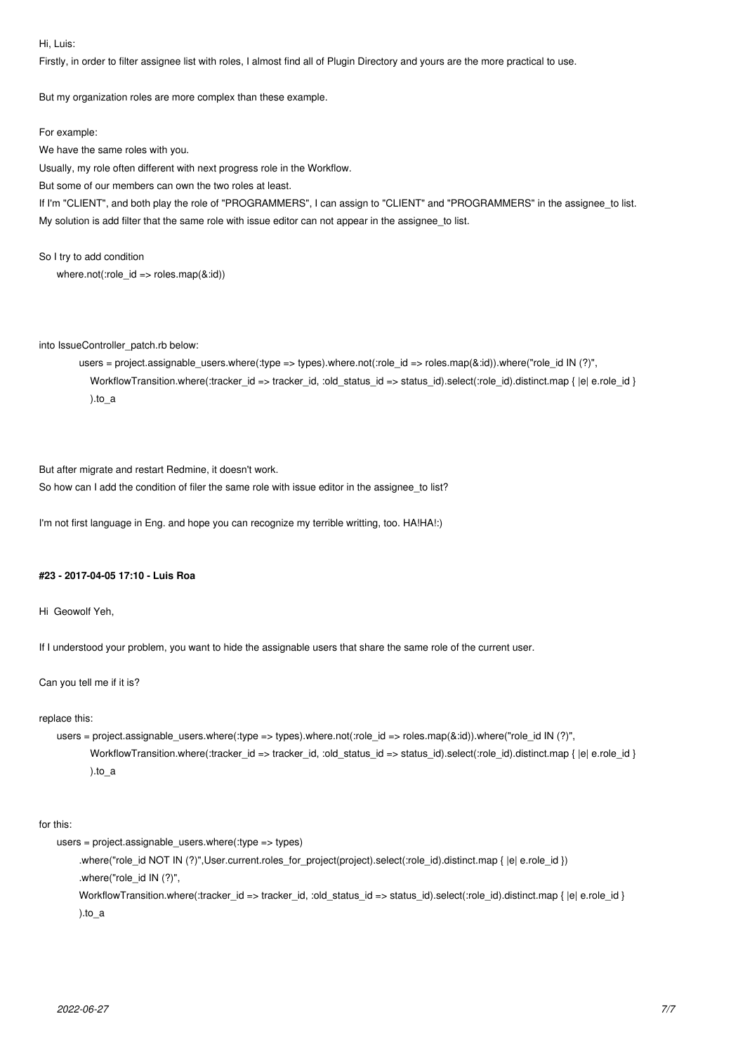Hi, Luis:

Firstly, in order to filter assignee list with roles, I almost find all of Plugin Directory and yours are the more practical to use.

But my organization roles are more complex than these example.

For example:

We have the same roles with you.

Usually, my role often different with next progress role in the Workflow.

But some of our members can own the two roles at least.

If I'm "CLIENT", and both play the role of "PROGRAMMERS", I can assign to "CLIENT" and "PROGRAMMERS" in the assignee_to list.

My solution is add filter that the same role with issue editor can not appear in the assignee_to list.

So I try to add condition

```
where.not(:role_id => roles.map(&:id))
```

into IssueController_patch.rb below:

```
users = project.assignable_users.where(:type => types).where.not(:role_id => roles.map(&:id)).where("role_id IN (?)",
    WorkflowTransition.where(:tracker_id => tracker_id, :old_status_id => status_id).select(:role_id).distinct.map { |e| e.role_id }
    ).to_a
```

But after migrate and restart Redmine, it doesn't work.

So how can I add the condition of filer the same role with issue editor in the assignee_to list?

I'm not first language in Eng. and hope you can recognize my terrible writting, too. HA!HA!:)

#### #23 - 2017-04-05 17:10 - Luis Roa

Hi Geowolf Yeh,

If I understood your problem, you want to hide the assignable users that share the same role of the current user.

Can you tell me if it is?

replace this:

```
users = project.assignable_users.where(:type => types).where.not(:role_id => roles.map(&:id)).where("role_id IN (?)",
    WorkflowTransition.where(:tracker_id => tracker_id, :old_status_id => status_id).select(:role_id).distinct.map { |e| e.role_id }
    ).to_a
```

for this:

```
users = project.assignable_users.where(:type => types)
  .where("role_id NOT IN (?)",User.current.roles_for_project(project).select(:role_id).distinct.map { |e| e.role_id })
  .where("role_id IN (?)",
  WorkflowTransition.where(:tracker_id => tracker_id, :old_status_id => status_id).select(:role_id).distinct.map { |e| e.role_id }
  ).to_a
```